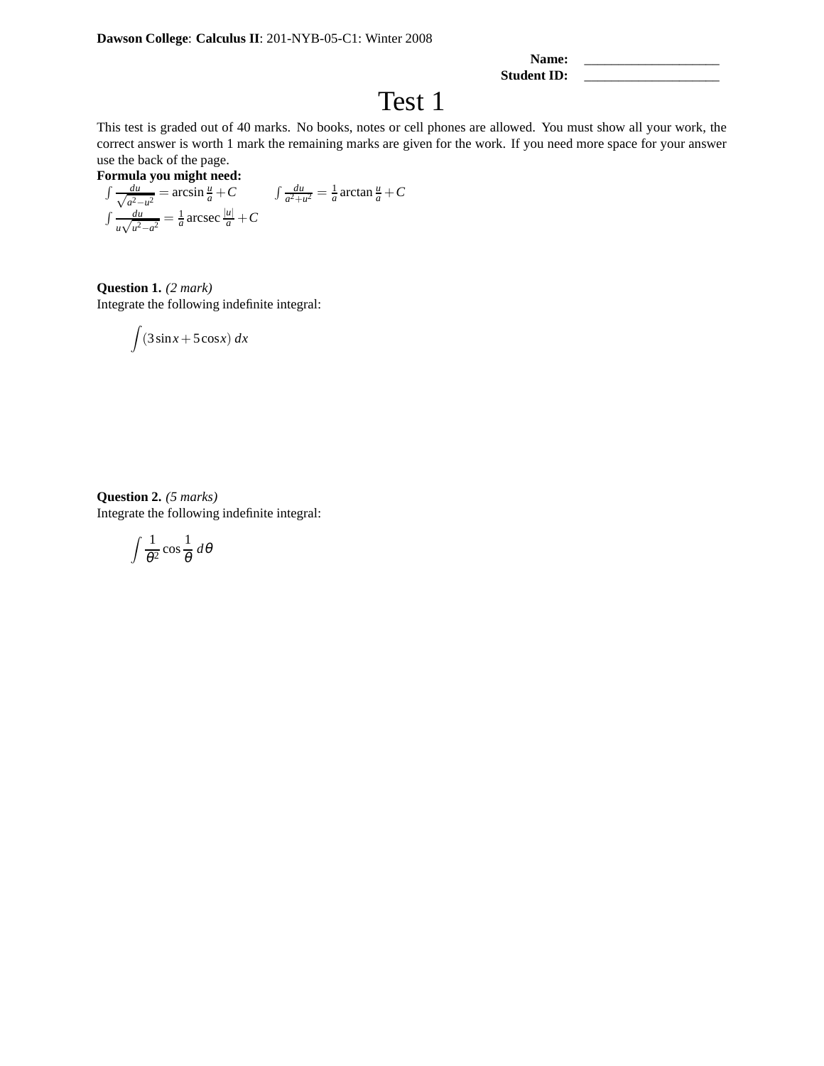**Dawson College**: **Calculus II**: 201-NYB-05-C1: Winter 2008

**Name:** ____________________
**Student ID:** ____________________

# Test 1

This test is graded out of 40 marks. No books, notes or cell phones are allowed. You must show all your work, the correct answer is worth 1 mark the remaining marks are given for the work. If you need more space for your answer use the back of the page.

**Formula you might need:**

$\int \frac{du}{\sqrt{a^2-u^2}} = \arcsin \frac{u}{a} + C \qquad \int \frac{du}{a^2+u^2} = \frac{1}{a} \arctan \frac{u}{a} + C$

$\int \frac{du}{u\sqrt{u^2-a^2}} = \frac{1}{a} \operatorname{arcsec} \frac{|u|}{a} + C$

**Question 1.** *(2 mark)*
Integrate the following indefinite integral:

$$\int (3\sin x + 5\cos x)\, dx$$

**Question 2.** *(5 marks)*
Integrate the following indefinite integral:

$$\int \frac{1}{\theta^2} \cos \frac{1}{\theta}\, d\theta$$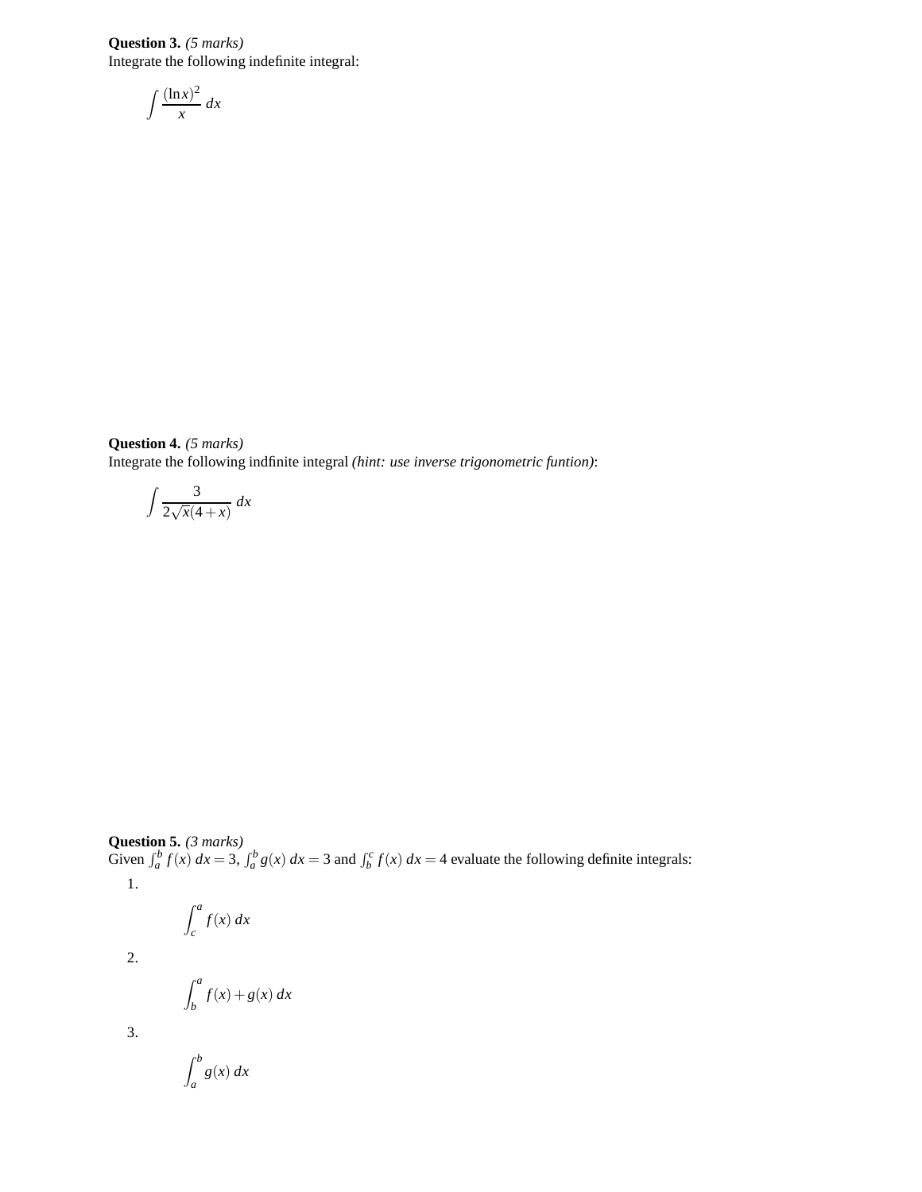**Question 3.** *(5 marks)*
Integrate the following indefinite integral:

$$\int \frac{(\ln x)^2}{x}\,dx$$

**Question 4.** *(5 marks)*
Integrate the following indfinite integral *(hint: use inverse trigonometric funtion)*:

$$\int \frac{3}{2\sqrt{x}(4+x)}\,dx$$

**Question 5.** *(3 marks)*
Given $\int_a^b f(x)\,dx = 3$, $\int_a^b g(x)\,dx = 3$ and $\int_b^c f(x)\,dx = 4$ evaluate the following definite integrals:

1. $$\int_c^a f(x)\,dx$$

2. $$\int_b^a f(x) + g(x)\,dx$$

3. $$\int_a^b g(x)\,dx$$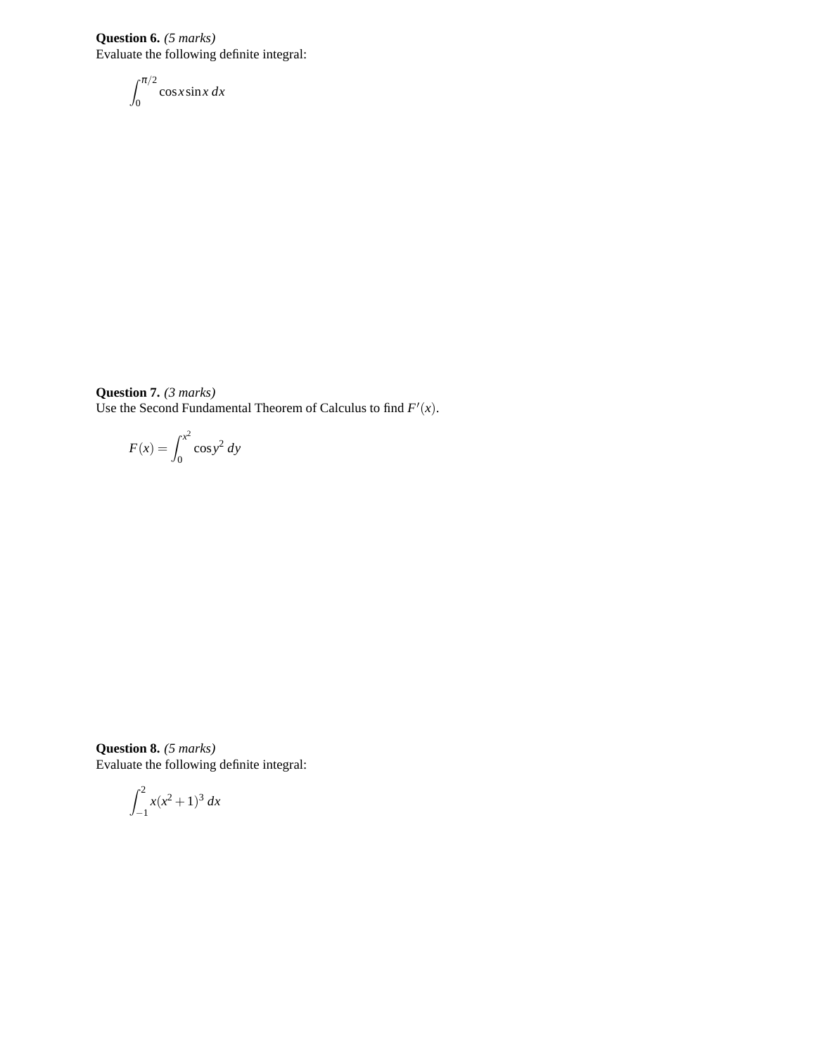**Question 6.** *(5 marks)*
Evaluate the following definite integral:

$$\int_0^{\pi/2} \cos x \sin x \, dx$$

**Question 7.** *(3 marks)*
Use the Second Fundamental Theorem of Calculus to find $F'(x)$.

$$F(x) = \int_0^{x^2} \cos y^2 \, dy$$

**Question 8.** *(5 marks)*
Evaluate the following definite integral:

$$\int_{-1}^{2} x(x^2+1)^3 \, dx$$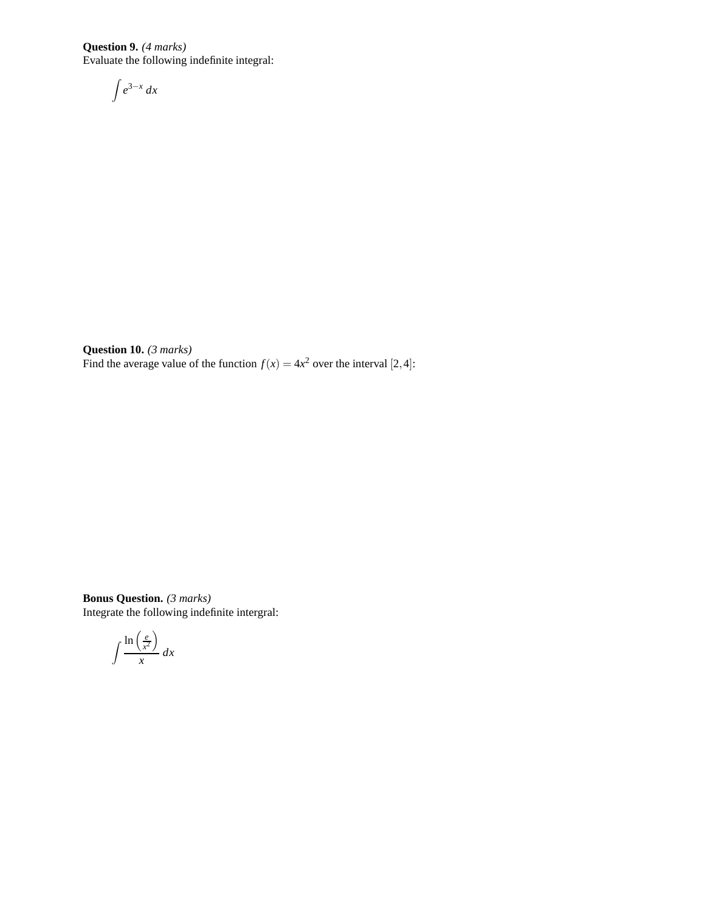**Question 9.** *(4 marks)*
Evaluate the following indefinite integral:

$$\int e^{3-x}\,dx$$

**Question 10.** *(3 marks)*
Find the average value of the function $f(x) = 4x^2$ over the interval $[2,4]$:

**Bonus Question.** *(3 marks)*
Integrate the following indefinite intergral:

$$\int \frac{\ln\left(\frac{e}{x^2}\right)}{x}\,dx$$